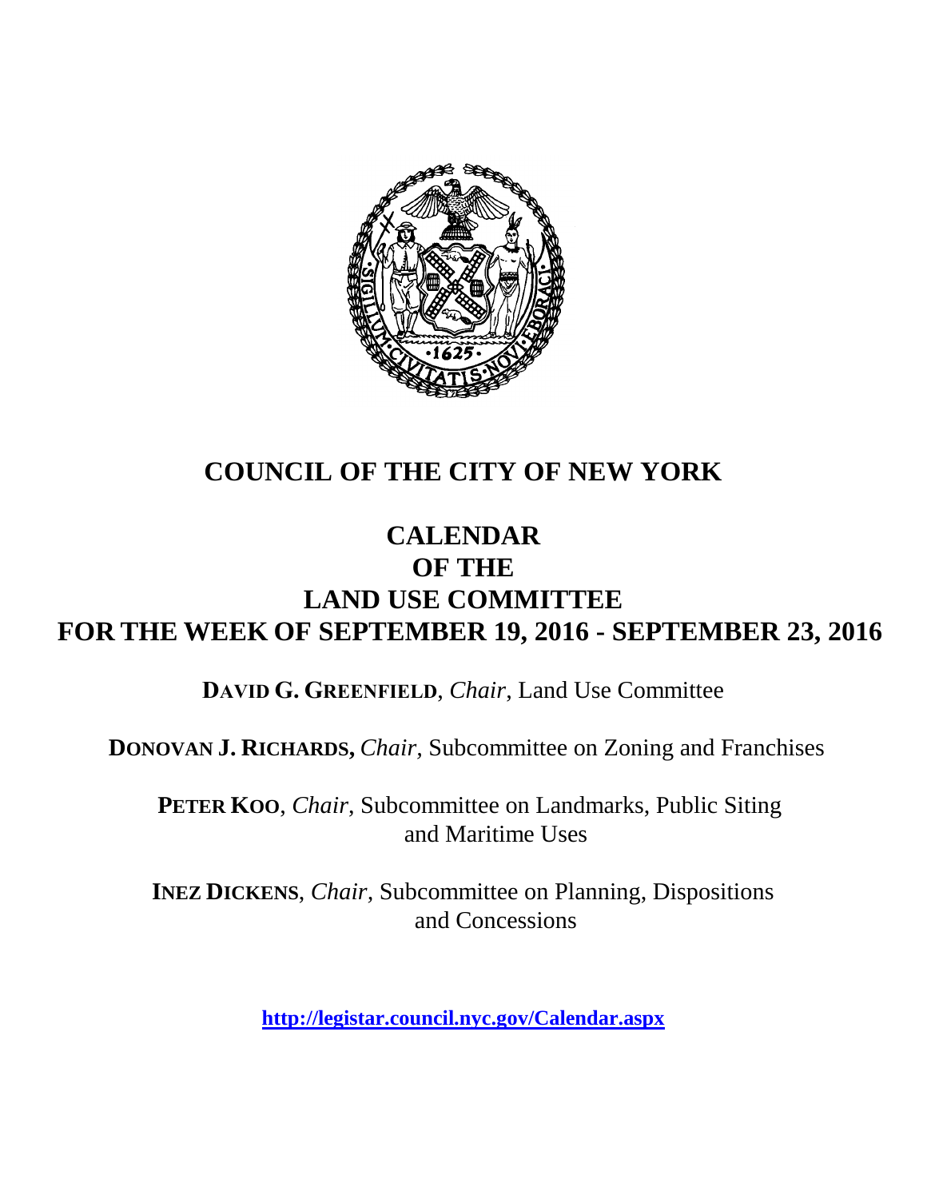# COUNCIL OF THE CITY OF NEW YORK

## CALENDAR
## OF THE
## LAND USE COMMITTEE
## FOR THE WEEK OF SEPTEMBER 19, 2016 - SEPTEMBER 23, 2016

**DAVID G. GREENFIELD**, *Chair*, Land Use Committee

**DONOVAN J. RICHARDS,** *Chair*, Subcommittee on Zoning and Franchises

**PETER KOO**, *Chair*, Subcommittee on Landmarks, Public Siting and Maritime Uses

**INEZ DICKENS**, *Chair*, Subcommittee on Planning, Dispositions and Concessions

**http://legistar.council.nyc.gov/Calendar.aspx**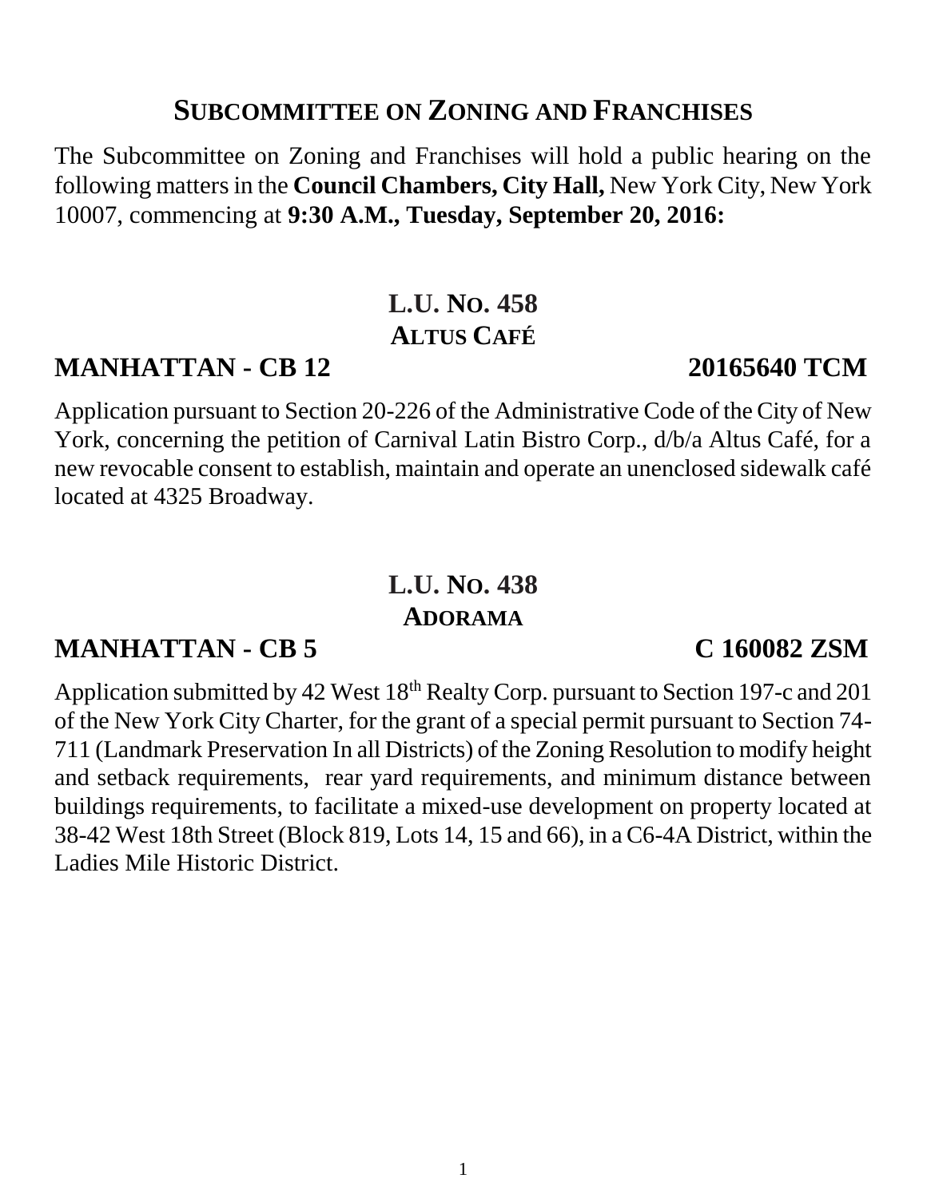## SUBCOMMITTEE ON ZONING AND FRANCHISES

The Subcommittee on Zoning and Franchises will hold a public hearing on the following matters in the **Council Chambers, City Hall,** New York City, New York 10007, commencing at **9:30 A.M., Tuesday, September 20, 2016:**

### L.U. NO. 458
### ALTUS CAFÉ

**MANHATTAN - CB 12 20165640 TCM**

Application pursuant to Section 20-226 of the Administrative Code of the City of New York, concerning the petition of Carnival Latin Bistro Corp., d/b/a Altus Café, for a new revocable consent to establish, maintain and operate an unenclosed sidewalk café located at 4325 Broadway.

### L.U. NO. 438
### ADORAMA

**MANHATTAN - CB 5 C 160082 ZSM**

Application submitted by 42 West 18th Realty Corp. pursuant to Section 197-c and 201 of the New York City Charter, for the grant of a special permit pursuant to Section 74-711 (Landmark Preservation In all Districts) of the Zoning Resolution to modify height and setback requirements, rear yard requirements, and minimum distance between buildings requirements, to facilitate a mixed-use development on property located at 38-42 West 18th Street (Block 819, Lots 14, 15 and 66), in a C6-4A District, within the Ladies Mile Historic District.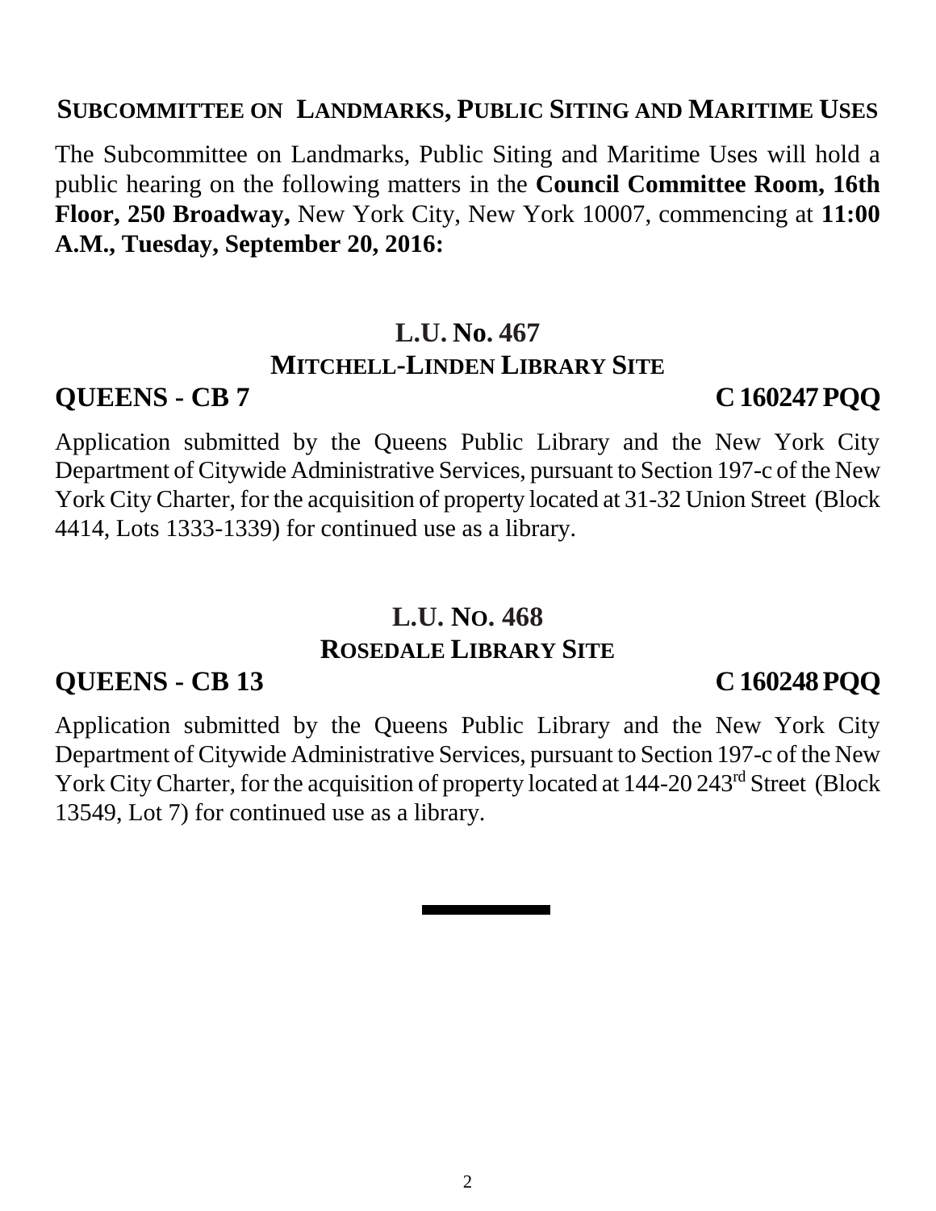## SUBCOMMITTEE ON LANDMARKS, PUBLIC SITING AND MARITIME USES

The Subcommittee on Landmarks, Public Siting and Maritime Uses will hold a public hearing on the following matters in the **Council Committee Room, 16th Floor, 250 Broadway,** New York City, New York 10007, commencing at **11:00 A.M., Tuesday, September 20, 2016:**

### L.U. No. 467
### MITCHELL-LINDEN LIBRARY SITE

**QUEENS - CB 7** **C 160247 PQQ**

Application submitted by the Queens Public Library and the New York City Department of Citywide Administrative Services, pursuant to Section 197-c of the New York City Charter, for the acquisition of property located at 31-32 Union Street (Block 4414, Lots 1333-1339) for continued use as a library.

### L.U. NO. 468
### ROSEDALE LIBRARY SITE

**QUEENS - CB 13** **C 160248 PQQ**

Application submitted by the Queens Public Library and the New York City Department of Citywide Administrative Services, pursuant to Section 197-c of the New York City Charter, for the acquisition of property located at 144-20 243rd Street (Block 13549, Lot 7) for continued use as a library.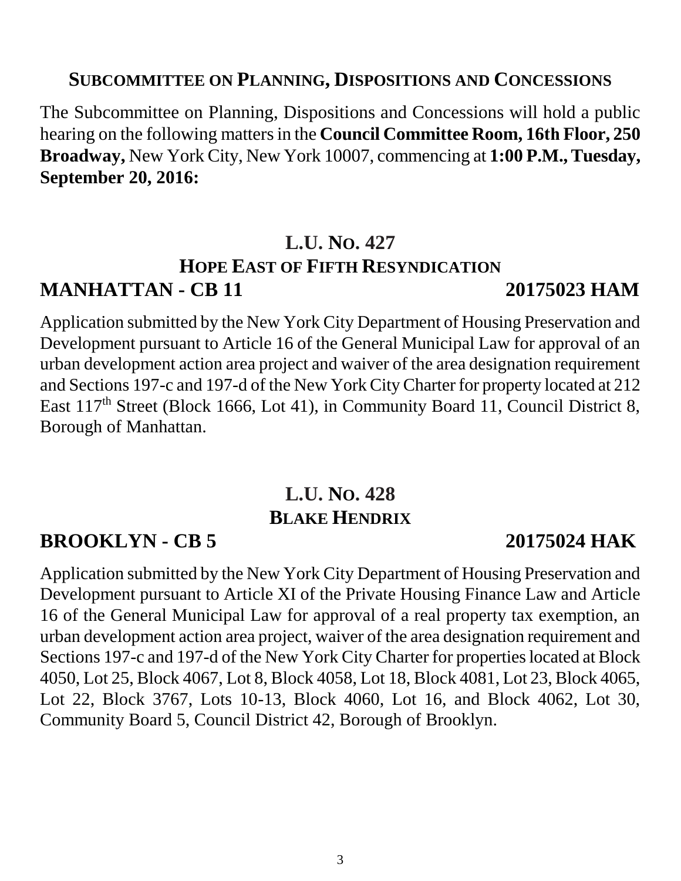## SUBCOMMITTEE ON PLANNING, DISPOSITIONS AND CONCESSIONS

The Subcommittee on Planning, Dispositions and Concessions will hold a public hearing on the following matters in the **Council Committee Room, 16th Floor, 250 Broadway,** New York City, New York 10007, commencing at **1:00 P.M., Tuesday, September 20, 2016:**

### L.U. NO. 427
### HOPE EAST OF FIFTH RESYNDICATION
### MANHATTAN - CB 11 — 20175023 HAM

Application submitted by the New York City Department of Housing Preservation and Development pursuant to Article 16 of the General Municipal Law for approval of an urban development action area project and waiver of the area designation requirement and Sections 197-c and 197-d of the New York City Charter for property located at 212 East 117th Street (Block 1666, Lot 41), in Community Board 11, Council District 8, Borough of Manhattan.

### L.U. NO. 428
### BLAKE HENDRIX
### BROOKLYN - CB 5 — 20175024 HAK

Application submitted by the New York City Department of Housing Preservation and Development pursuant to Article XI of the Private Housing Finance Law and Article 16 of the General Municipal Law for approval of a real property tax exemption, an urban development action area project, waiver of the area designation requirement and Sections 197-c and 197-d of the New York City Charter for properties located at Block 4050, Lot 25, Block 4067, Lot 8, Block 4058, Lot 18, Block 4081, Lot 23, Block 4065, Lot 22, Block 3767, Lots 10-13, Block 4060, Lot 16, and Block 4062, Lot 30, Community Board 5, Council District 42, Borough of Brooklyn.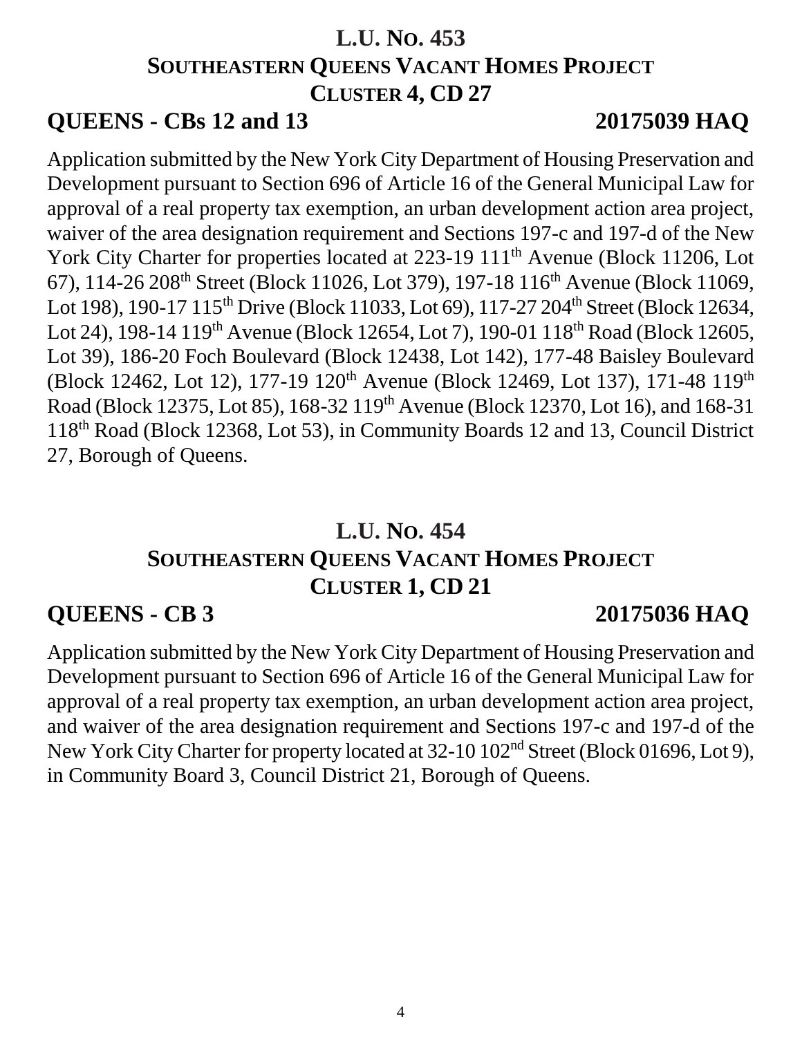## L.U. No. 453
## Southeastern Queens Vacant Homes Project
## Cluster 4, CD 27

**QUEENS - CBs 12 and 13** **20175039 HAQ**

Application submitted by the New York City Department of Housing Preservation and Development pursuant to Section 696 of Article 16 of the General Municipal Law for approval of a real property tax exemption, an urban development action area project, waiver of the area designation requirement and Sections 197-c and 197-d of the New York City Charter for properties located at 223-19 111th Avenue (Block 11206, Lot 67), 114-26 208th Street (Block 11026, Lot 379), 197-18 116th Avenue (Block 11069, Lot 198), 190-17 115th Drive (Block 11033, Lot 69), 117-27 204th Street (Block 12634, Lot 24), 198-14 119th Avenue (Block 12654, Lot 7), 190-01 118th Road (Block 12605, Lot 39), 186-20 Foch Boulevard (Block 12438, Lot 142), 177-48 Baisley Boulevard (Block 12462, Lot 12), 177-19 120th Avenue (Block 12469, Lot 137), 171-48 119th Road (Block 12375, Lot 85), 168-32 119th Avenue (Block 12370, Lot 16), and 168-31 118th Road (Block 12368, Lot 53), in Community Boards 12 and 13, Council District 27, Borough of Queens.

## L.U. No. 454
## Southeastern Queens Vacant Homes Project
## Cluster 1, CD 21

**QUEENS - CB 3** **20175036 HAQ**

Application submitted by the New York City Department of Housing Preservation and Development pursuant to Section 696 of Article 16 of the General Municipal Law for approval of a real property tax exemption, an urban development action area project, and waiver of the area designation requirement and Sections 197-c and 197-d of the New York City Charter for property located at 32-10 102nd Street (Block 01696, Lot 9), in Community Board 3, Council District 21, Borough of Queens.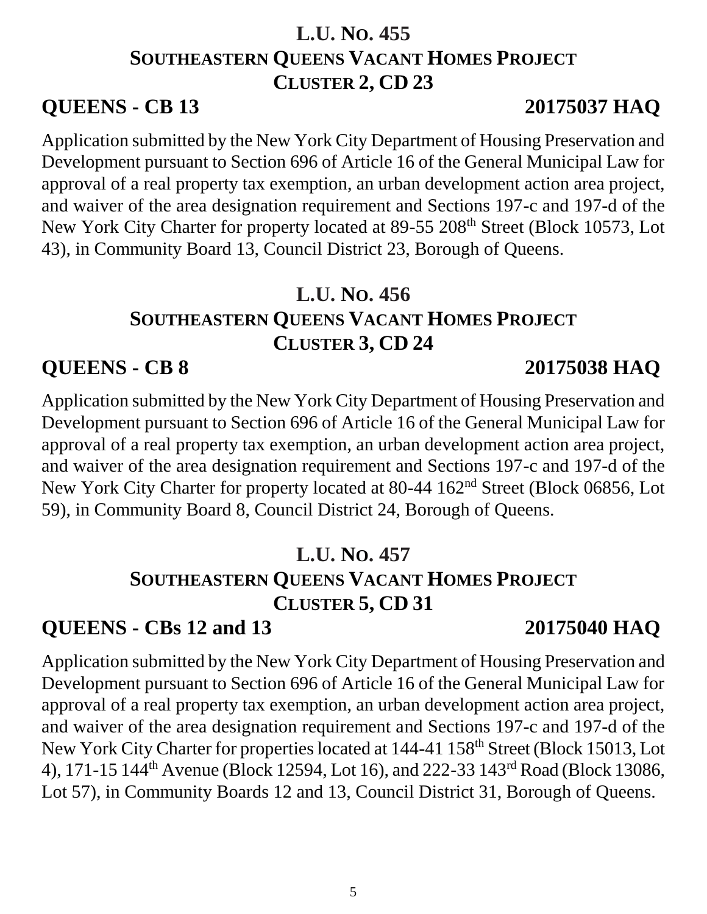## L.U. No. 455
## Southeastern Queens Vacant Homes Project
## Cluster 2, CD 23

**QUEENS - CB 13** **20175037 HAQ**

Application submitted by the New York City Department of Housing Preservation and Development pursuant to Section 696 of Article 16 of the General Municipal Law for approval of a real property tax exemption, an urban development action area project, and waiver of the area designation requirement and Sections 197-c and 197-d of the New York City Charter for property located at 89-55 208th Street (Block 10573, Lot 43), in Community Board 13, Council District 23, Borough of Queens.

## L.U. No. 456
## Southeastern Queens Vacant Homes Project
## Cluster 3, CD 24

**QUEENS - CB 8** **20175038 HAQ**

Application submitted by the New York City Department of Housing Preservation and Development pursuant to Section 696 of Article 16 of the General Municipal Law for approval of a real property tax exemption, an urban development action area project, and waiver of the area designation requirement and Sections 197-c and 197-d of the New York City Charter for property located at 80-44 162nd Street (Block 06856, Lot 59), in Community Board 8, Council District 24, Borough of Queens.

## L.U. No. 457
## Southeastern Queens Vacant Homes Project
## Cluster 5, CD 31

**QUEENS - CBs 12 and 13** **20175040 HAQ**

Application submitted by the New York City Department of Housing Preservation and Development pursuant to Section 696 of Article 16 of the General Municipal Law for approval of a real property tax exemption, an urban development action area project, and waiver of the area designation requirement and Sections 197-c and 197-d of the New York City Charter for properties located at 144-41 158th Street (Block 15013, Lot 4), 171-15 144th Avenue (Block 12594, Lot 16), and 222-33 143rd Road (Block 13086, Lot 57), in Community Boards 12 and 13, Council District 31, Borough of Queens.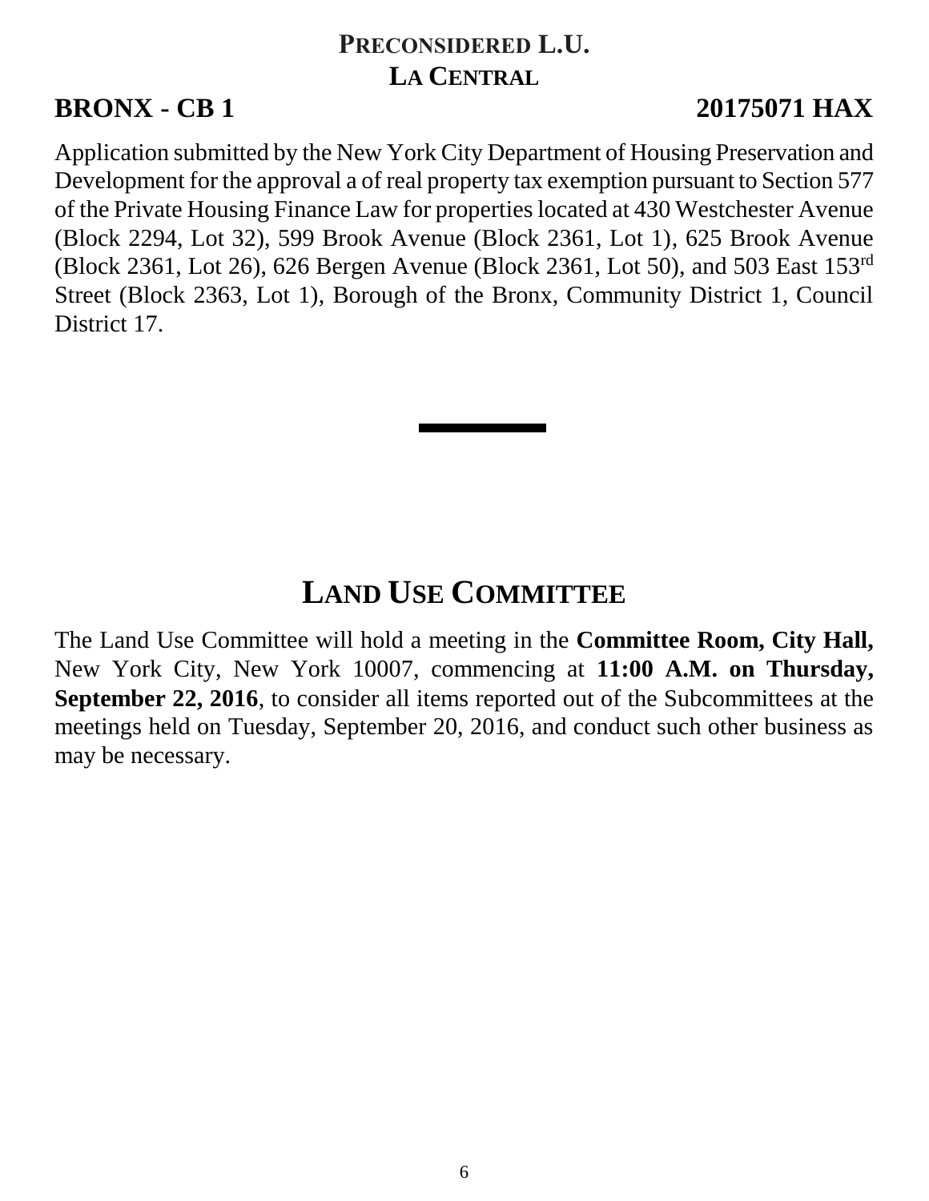## PRECONSIDERED L.U.
## LA CENTRAL

**BRONX - CB 1** **20175071 HAX**

Application submitted by the New York City Department of Housing Preservation and Development for the approval a of real property tax exemption pursuant to Section 577 of the Private Housing Finance Law for properties located at 430 Westchester Avenue (Block 2294, Lot 32), 599 Brook Avenue (Block 2361, Lot 1), 625 Brook Avenue (Block 2361, Lot 26), 626 Bergen Avenue (Block 2361, Lot 50), and 503 East 153rd Street (Block 2363, Lot 1), Borough of the Bronx, Community District 1, Council District 17.

---

# LAND USE COMMITTEE

The Land Use Committee will hold a meeting in the **Committee Room, City Hall,** New York City, New York 10007, commencing at **11:00 A.M. on Thursday, September 22, 2016**, to consider all items reported out of the Subcommittees at the meetings held on Tuesday, September 20, 2016, and conduct such other business as may be necessary.